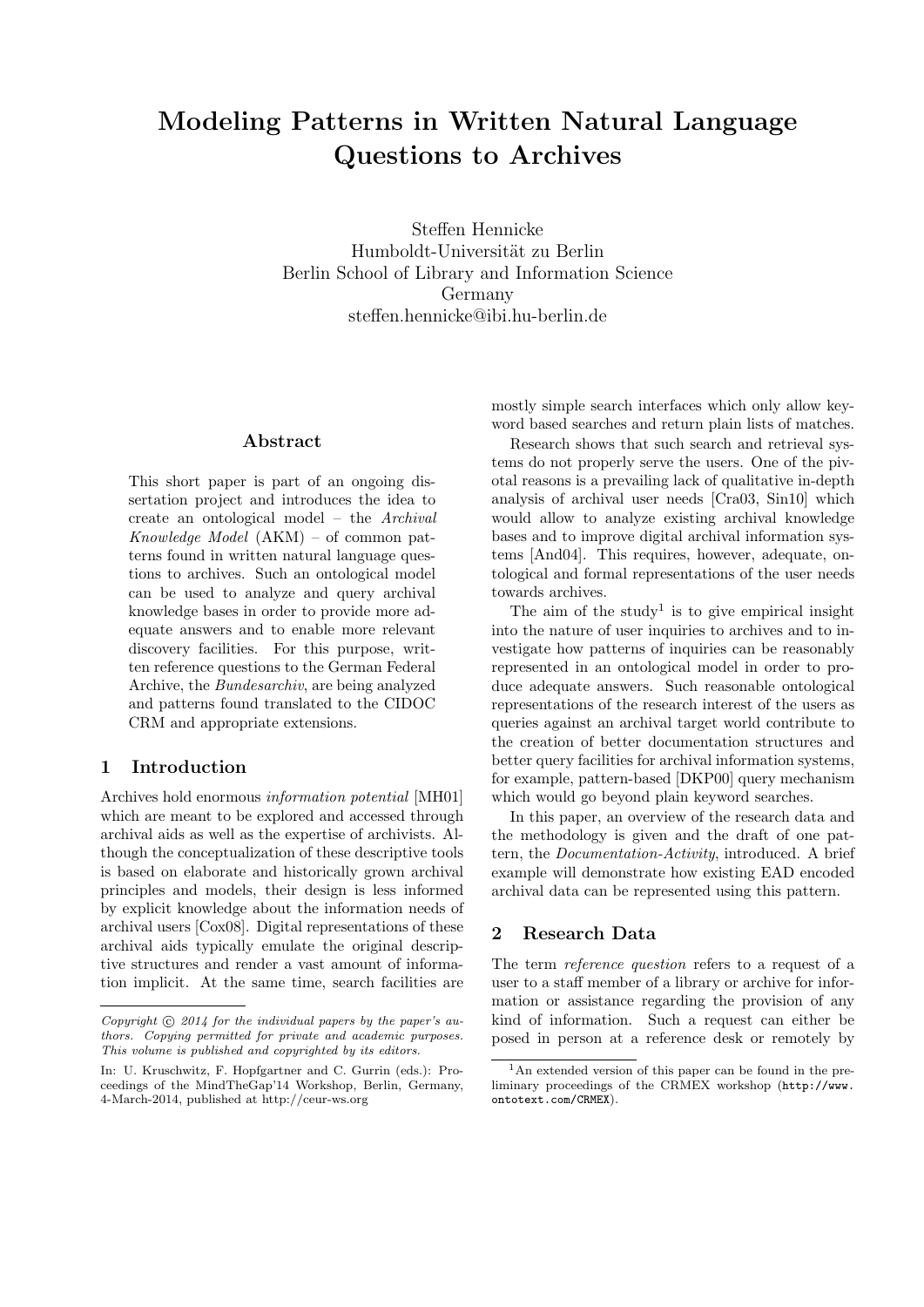# Modeling Patterns in Written Natural Language Questions to Archives

Steffen Hennicke
Humboldt-Universität zu Berlin
Berlin School of Library and Information Science
Germany
steffen.hennicke@ibi.hu-berlin.de

## Abstract

This short paper is part of an ongoing dissertation project and introduces the idea to create an ontological model – the *Archival Knowledge Model* (AKM) – of common patterns found in written natural language questions to archives. Such an ontological model can be used to analyze and query archival knowledge bases in order to provide more adequate answers and to enable more relevant discovery facilities. For this purpose, written reference questions to the German Federal Archive, the *Bundesarchiv*, are being analyzed and patterns found translated to the CIDOC CRM and appropriate extensions.

## 1 Introduction

Archives hold enormous *information potential* [MH01] which are meant to be explored and accessed through archival aids as well as the expertise of archivists. Although the conceptualization of these descriptive tools is based on elaborate and historically grown archival principles and models, their design is less informed by explicit knowledge about the information needs of archival users [Cox08]. Digital representations of these archival aids typically emulate the original descriptive structures and render a vast amount of information implicit. At the same time, search facilities are mostly simple search interfaces which only allow keyword based searches and return plain lists of matches.

Research shows that such search and retrieval systems do not properly serve the users. One of the pivotal reasons is a prevailing lack of qualitative in-depth analysis of archival user needs [Cra03, Sin10] which would allow to analyze existing archival knowledge bases and to improve digital archival information systems [And04]. This requires, however, adequate, ontological and formal representations of the user needs towards archives.

The aim of the study[1] is to give empirical insight into the nature of user inquiries to archives and to investigate how patterns of inquiries can be reasonably represented in an ontological model in order to produce adequate answers. Such reasonable ontological representations of the research interest of the users as queries against an archival target world contribute to the creation of better documentation structures and better query facilities for archival information systems, for example, pattern-based [DKP00] query mechanism which would go beyond plain keyword searches.

In this paper, an overview of the research data and the methodology is given and the draft of one pattern, the *Documentation-Activity*, introduced. A brief example will demonstrate how existing EAD encoded archival data can be represented using this pattern.

## 2 Research Data

The term *reference question* refers to a request of a user to a staff member of a library or archive for information or assistance regarding the provision of any kind of information. Such a request can either be posed in person at a reference desk or remotely by

---

*Copyright © 2014 for the individual papers by the paper's authors. Copying permitted for private and academic purposes. This volume is published and copyrighted by its editors.*

In: U. Kruschwitz, F. Hopfgartner and C. Gurrin (eds.): Proceedings of the MindTheGap'14 Workshop, Berlin, Germany, 4-March-2014, published at http://ceur-ws.org

[1] An extended version of this paper can be found in the preliminary proceedings of the CRMEX workshop (http://www.ontotext.com/CRMEX).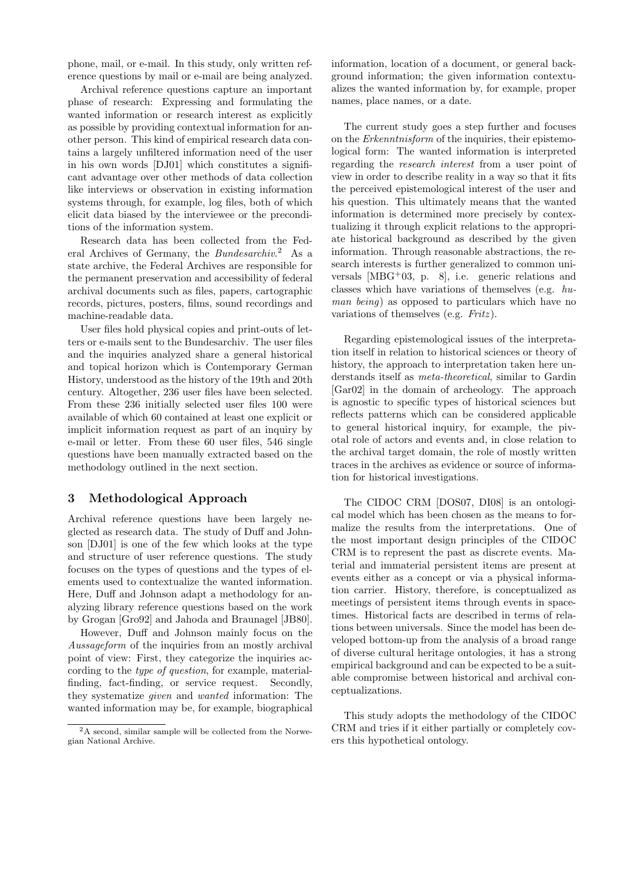phone, mail, or e-mail. In this study, only written reference questions by mail or e-mail are being analyzed.

Archival reference questions capture an important phase of research: Expressing and formulating the wanted information or research interest as explicitly as possible by providing contextual information for another person. This kind of empirical research data contains a largely unfiltered information need of the user in his own words [DJ01] which constitutes a significant advantage over other methods of data collection like interviews or observation in existing information systems through, for example, log files, both of which elicit data biased by the interviewee or the preconditions of the information system.

Research data has been collected from the Federal Archives of Germany, the *Bundesarchiv*.[2] As a state archive, the Federal Archives are responsible for the permanent preservation and accessibility of federal archival documents such as files, papers, cartographic records, pictures, posters, films, sound recordings and machine-readable data.

User files hold physical copies and print-outs of letters or e-mails sent to the Bundesarchiv. The user files and the inquiries analyzed share a general historical and topical horizon which is Contemporary German History, understood as the history of the 19th and 20th century. Altogether, 236 user files have been selected. From these 236 initially selected user files 100 were available of which 60 contained at least one explicit or implicit information request as part of an inquiry by e-mail or letter. From these 60 user files, 546 single questions have been manually extracted based on the methodology outlined in the next section.

## 3 Methodological Approach

Archival reference questions have been largely neglected as research data. The study of Duff and Johnson [DJ01] is one of the few which looks at the type and structure of user reference questions. The study focuses on the types of questions and the types of elements used to contextualize the wanted information. Here, Duff and Johnson adapt a methodology for analyzing library reference questions based on the work by Grogan [Gro92] and Jahoda and Braunagel [JB80].

However, Duff and Johnson mainly focus on the *Aussageform* of the inquiries from an mostly archival point of view: First, they categorize the inquiries according to the *type of question*, for example, material-finding, fact-finding, or service request. Secondly, they systematize *given* and *wanted* information: The wanted information may be, for example, biographical information, location of a document, or general background information; the given information contextualizes the wanted information by, for example, proper names, place names, or a date.

The current study goes a step further and focuses on the *Erkenntnisform* of the inquiries, their epistemological form: The wanted information is interpreted regarding the *research interest* from a user point of view in order to describe reality in a way so that it fits the perceived epistemological interest of the user and his question. This ultimately means that the wanted information is determined more precisely by contextualizing it through explicit relations to the appropriate historical background as described by the given information. Through reasonable abstractions, the research interests is further generalized to common universals [MBG+03, p. 8], i.e. generic relations and classes which have variations of themselves (e.g. *human being*) as opposed to particulars which have no variations of themselves (e.g. *Fritz*).

Regarding epistemological issues of the interpretation itself in relation to historical sciences or theory of history, the approach to interpretation taken here understands itself as *meta-theoretical*, similar to Gardin [Gar02] in the domain of archeology. The approach is agnostic to specific types of historical sciences but reflects patterns which can be considered applicable to general historical inquiry, for example, the pivotal role of actors and events and, in close relation to the archival target domain, the role of mostly written traces in the archives as evidence or source of information for historical investigations.

The CIDOC CRM [DOS07, DI08] is an ontological model which has been chosen as the means to formalize the results from the interpretations. One of the most important design principles of the CIDOC CRM is to represent the past as discrete events. Material and immaterial persistent items are present at events either as a concept or via a physical information carrier. History, therefore, is conceptualized as meetings of persistent items through events in spacetimes. Historical facts are described in terms of relations between universals. Since the model has been developed bottom-up from the analysis of a broad range of diverse cultural heritage ontologies, it has a strong empirical background and can be expected to be a suitable compromise between historical and archival conceptualizations.

This study adopts the methodology of the CIDOC CRM and tries if it either partially or completely covers this hypothetical ontology.

[2] A second, similar sample will be collected from the Norwegian National Archive.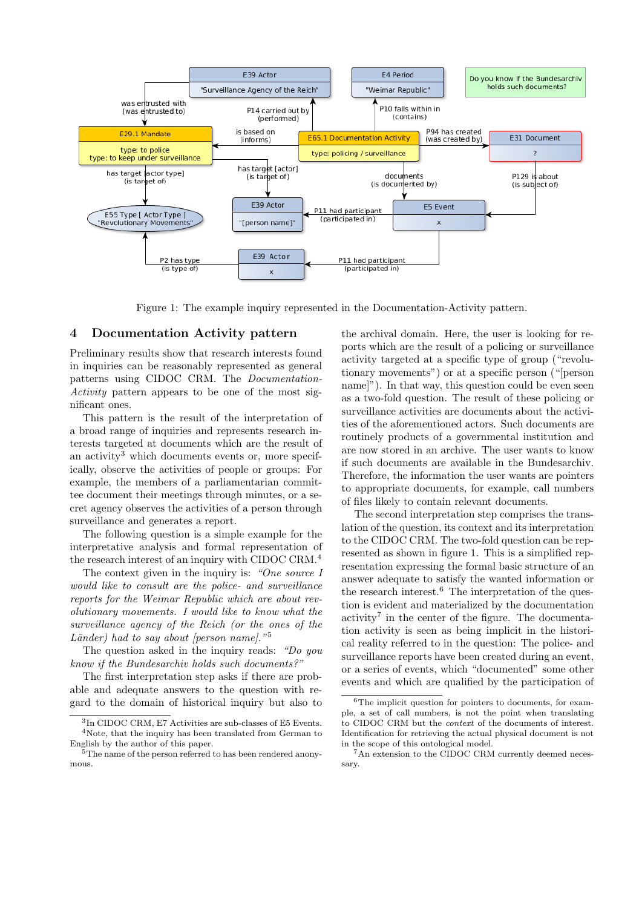Figure 1: The example inquiry represented in the Documentation-Activity pattern.

## 4 Documentation Activity pattern

Preliminary results show that research interests found in inquiries can be reasonably represented as general patterns using CIDOC CRM. The *Documentation-Activity* pattern appears to be one of the most significant ones.

This pattern is the result of the interpretation of a broad range of inquiries and represents research interests targeted at documents which are the result of an activity[3] which documents events or, more specifically, observe the activities of people or groups: For example, the members of a parliamentarian committee document their meetings through minutes, or a secret agency observes the activities of a person through surveillance and generates a report.

The following question is a simple example for the interpretative analysis and formal representation of the research interest of an inquiry with CIDOC CRM.[4]

The context given in the inquiry is: *"One source I would like to consult are the police- and surveillance reports for the Weimar Republic which are about revolutionary movements. I would like to know what the surveillance agency of the Reich (or the ones of the Länder) had to say about [person name]."*[5]

The question asked in the inquiry reads: *"Do you know if the Bundesarchiv holds such documents?"*

The first interpretation step asks if there are probable and adequate answers to the question with regard to the domain of historical inquiry but also to the archival domain. Here, the user is looking for reports which are the result of a policing or surveillance activity targeted at a specific type of group ("revolutionary movements") or at a specific person ("[person name]"). In that way, this question could be even seen as a two-fold question. The result of these policing or surveillance activities are documents about the activities of the aforementioned actors. Such documents are routinely products of a governmental institution and are now stored in an archive. The user wants to know if such documents are available in the Bundesarchiv. Therefore, the information the user wants are pointers to appropriate documents, for example, call numbers of files likely to contain relevant documents.

The second interpretation step comprises the translation of the question, its context and its interpretation to the CIDOC CRM. The two-fold question can be represented as shown in figure 1. This is a simplified representation expressing the formal basic structure of an answer adequate to satisfy the wanted information or the research interest.[6] The interpretation of the question is evident and materialized by the documentation activity[7] in the center of the figure. The documentation activity is seen as being implicit in the historical reality referred to in the question: The police- and surveillance reports have been created during an event, or a series of events, which "documented" some other events and which are qualified by the participation of

---

[3] In CIDOC CRM, E7 Activities are sub-classes of E5 Events.

[4] Note, that the inquiry has been translated from German to English by the author of this paper.

[5] The name of the person referred to has been rendered anonymous.

[6] The implicit question for pointers to documents, for example, a set of call numbers, is not the point when translating to CIDOC CRM but the *context* of the documents of interest. Identification for retrieving the actual physical document is not in the scope of this ontological model.

[7] An extension to the CIDOC CRM currently deemed necessary.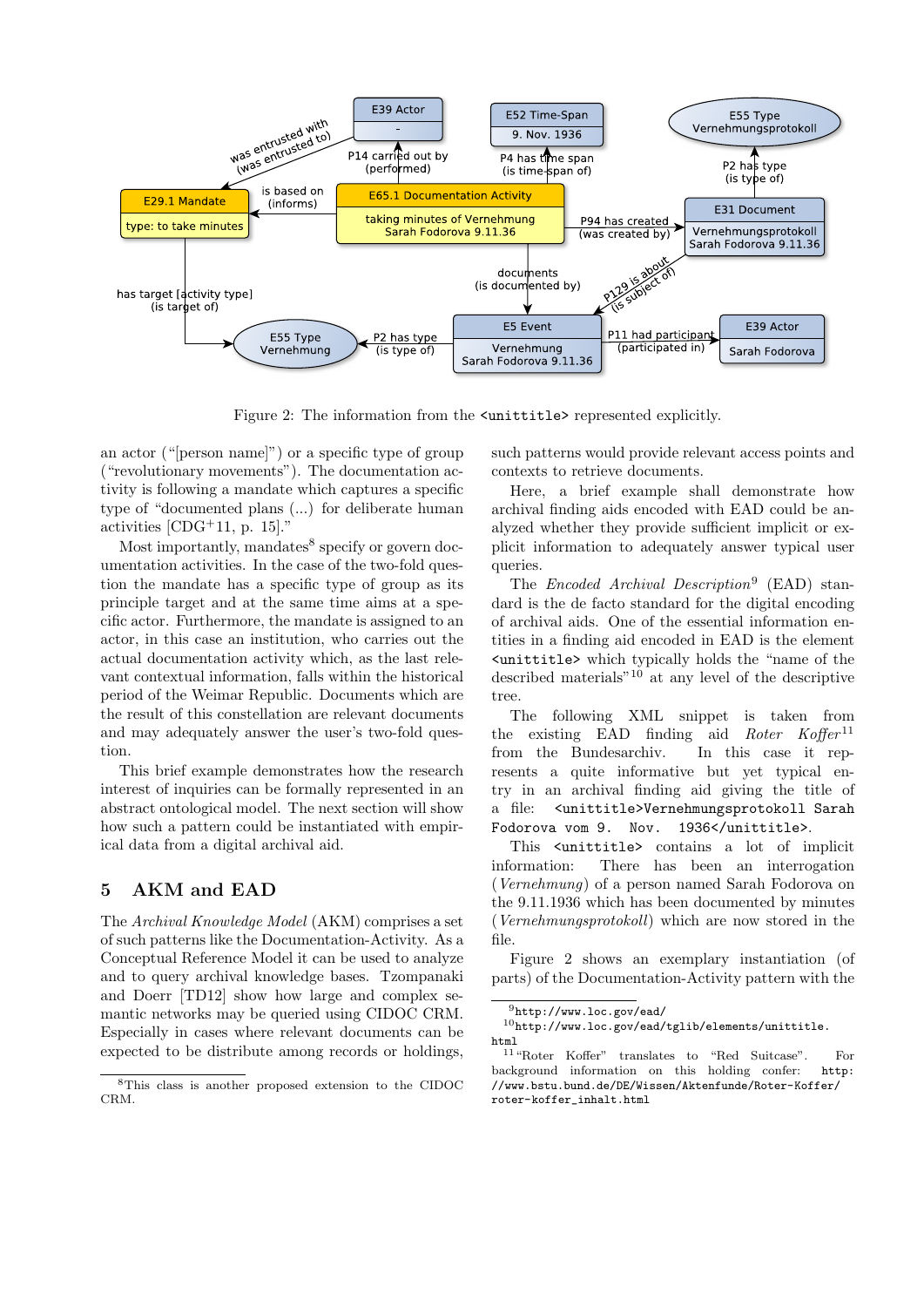Figure 2: The information from the `<unittitle>` represented explicitly.

an actor ("[person name]") or a specific type of group ("revolutionary movements"). The documentation activity is following a mandate which captures a specific type of "documented plans (...) for deliberate human activities [CDG+11, p. 15]."

Most importantly, mandates[8] specify or govern documentation activities. In the case of the two-fold question the mandate has a specific type of group as its principle target and at the same time aims at a specific actor. Furthermore, the mandate is assigned to an actor, in this case an institution, who carries out the actual documentation activity which, as the last relevant contextual information, falls within the historical period of the Weimar Republic. Documents which are the result of this constellation are relevant documents and may adequately answer the user's two-fold question.

This brief example demonstrates how the research interest of inquiries can be formally represented in an abstract ontological model. The next section will show how such a pattern could be instantiated with empirical data from a digital archival aid.

## 5 AKM and EAD

The *Archival Knowledge Model* (AKM) comprises a set of such patterns like the Documentation-Activity. As a Conceptual Reference Model it can be used to analyze and to query archival knowledge bases. Tzompanaki and Doerr [TD12] show how large and complex semantic networks may be queried using CIDOC CRM. Especially in cases where relevant documents can be expected to be distribute among records or holdings, such patterns would provide relevant access points and contexts to retrieve documents.

Here, a brief example shall demonstrate how archival finding aids encoded with EAD could be analyzed whether they provide sufficient implicit or explicit information to adequately answer typical user queries.

The *Encoded Archival Description*[9] (EAD) standard is the de facto standard for the digital encoding of archival aids. One of the essential information entities in a finding aid encoded in EAD is the element `<unittitle>` which typically holds the "name of the described materials"[10] at any level of the descriptive tree.

The following XML snippet is taken from the existing EAD finding aid *Roter Koffer*[11] from the Bundesarchiv. In this case it represents a quite informative but yet typical entry in an archival finding aid giving the title of a file: `<unittitle>Vernehmungsprotokoll Sarah Fodorova vom 9. Nov. 1936</unittitle>`.

This `<unittitle>` contains a lot of implicit information: There has been an interrogation (*Vernehmung*) of a person named Sarah Fodorova on the 9.11.1936 which has been documented by minutes (*Vernehmungsprotokoll*) which are now stored in the file.

Figure 2 shows an exemplary instantiation (of parts) of the Documentation-Activity pattern with the

[8] This class is another proposed extension to the CIDOC CRM.

[9] http://www.loc.gov/ead/

[10] http://www.loc.gov/ead/tglib/elements/unittitle.html

[11] "Roter Koffer" translates to "Red Suitcase". For background information on this holding confer: http://www.bstu.bund.de/DE/Wissen/Aktenfunde/Roter-Koffer/roter-koffer_inhalt.html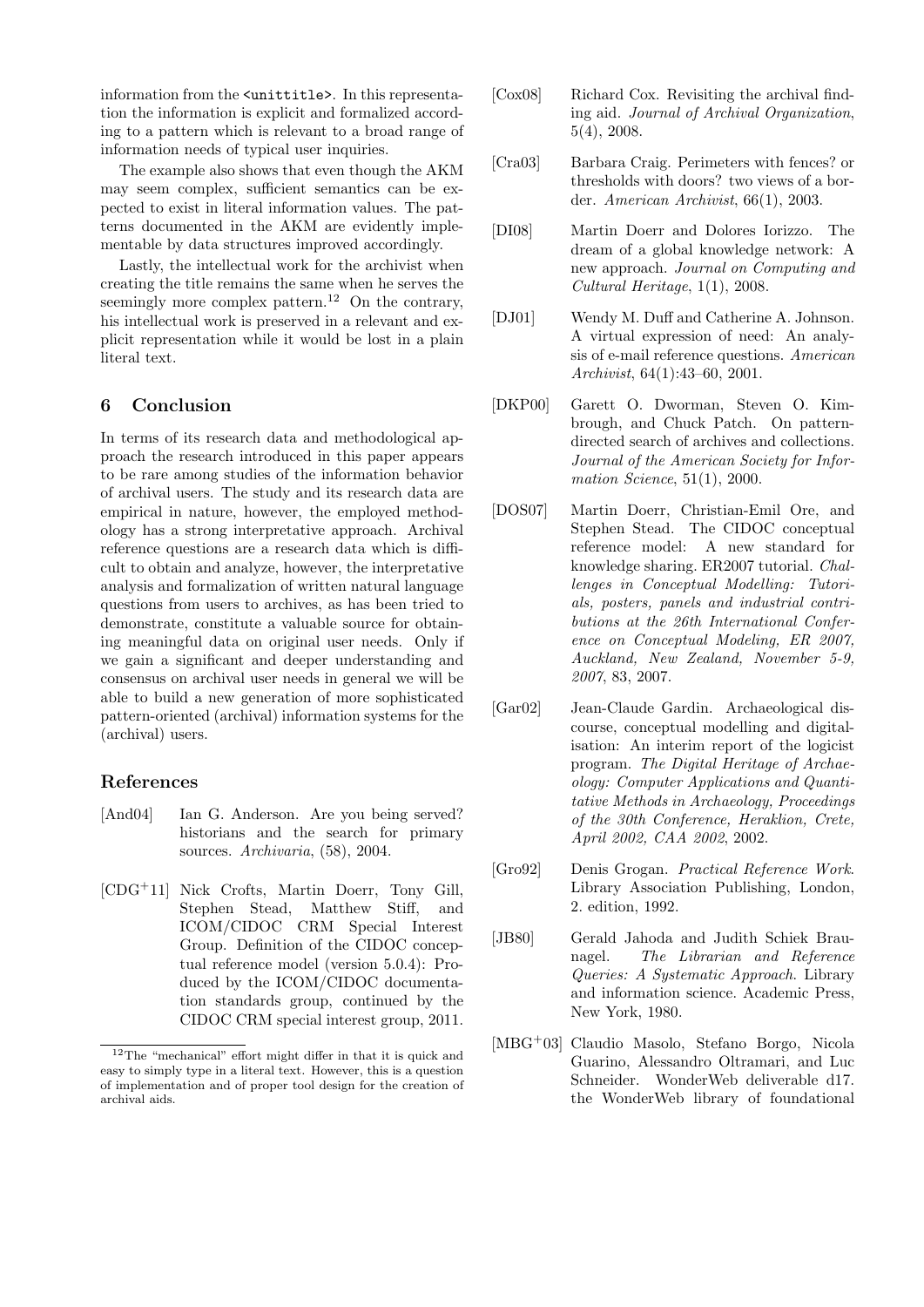information from the <unittitle>. In this representation the information is explicit and formalized according to a pattern which is relevant to a broad range of information needs of typical user inquiries.

The example also shows that even though the AKM may seem complex, sufficient semantics can be expected to exist in literal information values. The patterns documented in the AKM are evidently implementable by data structures improved accordingly.

Lastly, the intellectual work for the archivist when creating the title remains the same when he serves the seemingly more complex pattern.[12] On the contrary, his intellectual work is preserved in a relevant and explicit representation while it would be lost in a plain literal text.

## 6 Conclusion

In terms of its research data and methodological approach the research introduced in this paper appears to be rare among studies of the information behavior of archival users. The study and its research data are empirical in nature, however, the employed methodology has a strong interpretative approach. Archival reference questions are a research data which is difficult to obtain and analyze, however, the interpretative analysis and formalization of written natural language questions from users to archives, as has been tried to demonstrate, constitute a valuable source for obtaining meaningful data on original user needs. Only if we gain a significant and deeper understanding and consensus on archival user needs in general we will be able to build a new generation of more sophisticated pattern-oriented (archival) information systems for the (archival) users.

[12] The "mechanical" effort might differ in that it is quick and easy to simply type in a literal text. However, this is a question of implementation and of proper tool design for the creation of archival aids.

## References

[And04] Ian G. Anderson. Are you being served? historians and the search for primary sources. *Archivaria*, (58), 2004.

[CDG+11] Nick Crofts, Martin Doerr, Tony Gill, Stephen Stead, Matthew Stiff, and ICOM/CIDOC CRM Special Interest Group. Definition of the CIDOC conceptual reference model (version 5.0.4): Produced by the ICOM/CIDOC documentation standards group, continued by the CIDOC CRM special interest group, 2011.

[Cox08] Richard Cox. Revisiting the archival finding aid. *Journal of Archival Organization*, 5(4), 2008.

[Cra03] Barbara Craig. Perimeters with fences? or thresholds with doors? two views of a border. *American Archivist*, 66(1), 2003.

[DI08] Martin Doerr and Dolores Iorizzo. The dream of a global knowledge network: A new approach. *Journal on Computing and Cultural Heritage*, 1(1), 2008.

[DJ01] Wendy M. Duff and Catherine A. Johnson. A virtual expression of need: An analysis of e-mail reference questions. *American Archivist*, 64(1):43–60, 2001.

[DKP00] Garett O. Dworman, Steven O. Kimbrough, and Chuck Patch. On pattern-directed search of archives and collections. *Journal of the American Society for Information Science*, 51(1), 2000.

[DOS07] Martin Doerr, Christian-Emil Ore, and Stephen Stead. The CIDOC conceptual reference model: A new standard for knowledge sharing. ER2007 tutorial. *Challenges in Conceptual Modelling: Tutorials, posters, panels and industrial contributions at the 26th International Conference on Conceptual Modeling, ER 2007, Auckland, New Zealand, November 5-9, 2007*, 83, 2007.

[Gar02] Jean-Claude Gardin. Archaeological discourse, conceptual modelling and digitalisation: An interim report of the logicist program. *The Digital Heritage of Archaeology: Computer Applications and Quantitative Methods in Archaeology, Proceedings of the 30th Conference, Heraklion, Crete, April 2002, CAA 2002*, 2002.

[Gro92] Denis Grogan. *Practical Reference Work*. Library Association Publishing, London, 2. edition, 1992.

[JB80] Gerald Jahoda and Judith Schiek Braunagel. *The Librarian and Reference Queries: A Systematic Approach*. Library and information science. Academic Press, New York, 1980.

[MBG+03] Claudio Masolo, Stefano Borgo, Nicola Guarino, Alessandro Oltramari, and Luc Schneider. WonderWeb deliverable d17. the WonderWeb library of foundational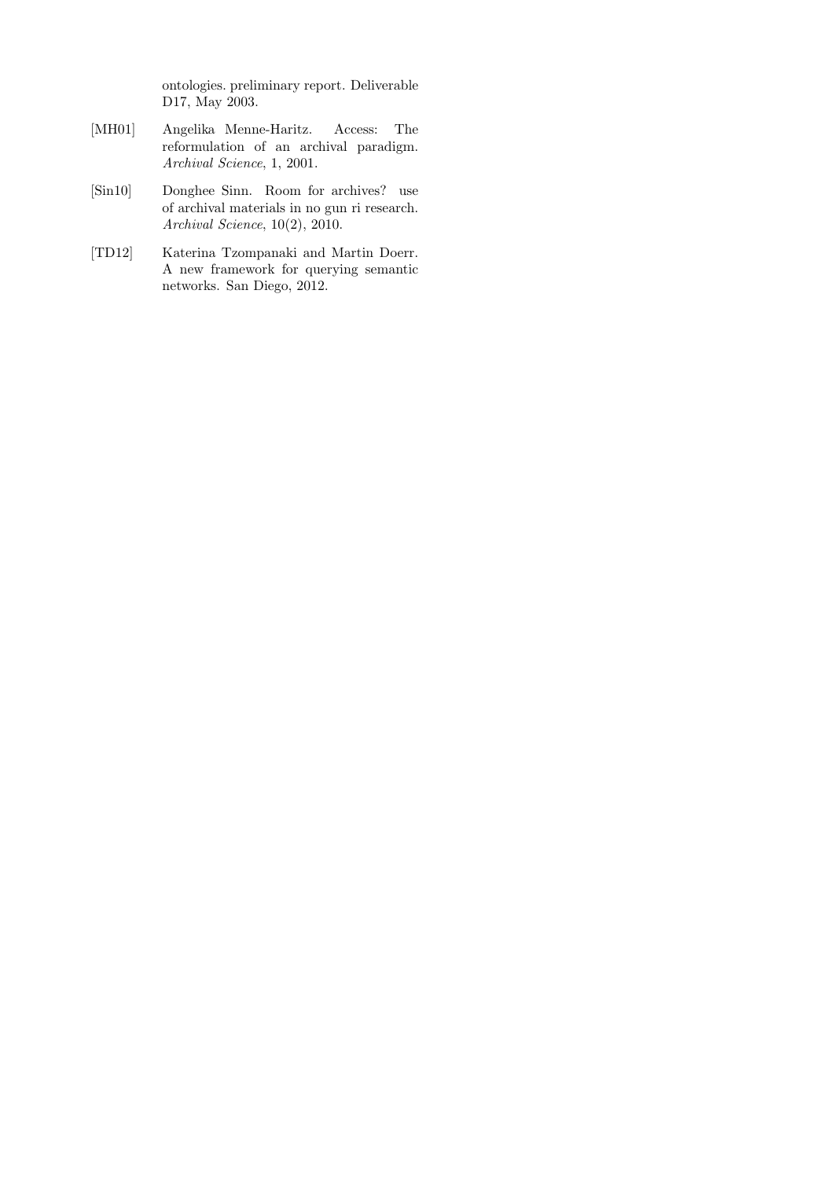ontologies. preliminary report. Deliverable D17, May 2003.

[MH01] Angelika Menne-Haritz. Access: The reformulation of an archival paradigm. *Archival Science*, 1, 2001.

[Sin10] Donghee Sinn. Room for archives? use of archival materials in no gun ri research. *Archival Science*, 10(2), 2010.

[TD12] Katerina Tzompanaki and Martin Doerr. A new framework for querying semantic networks. San Diego, 2012.